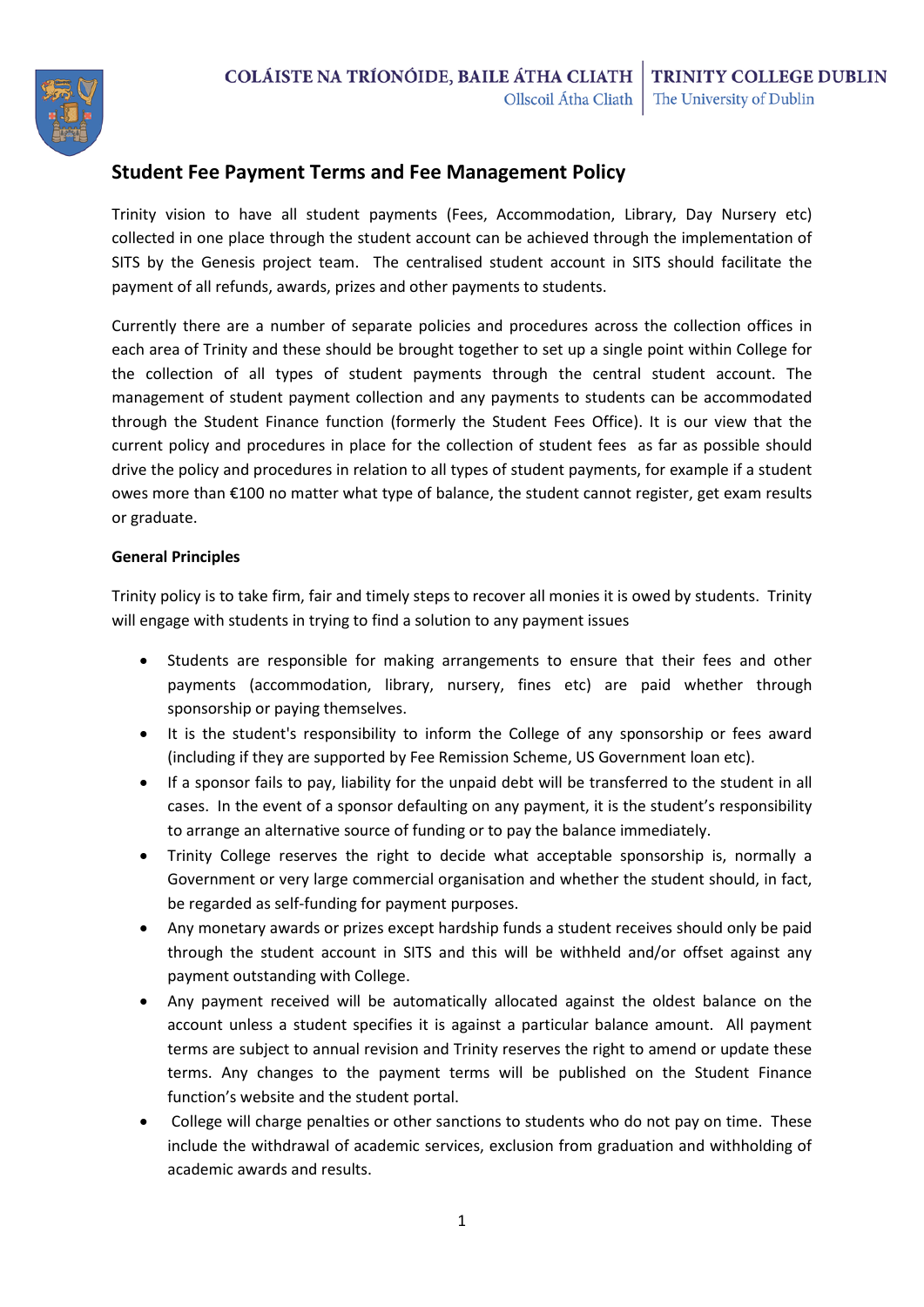# Student Fee Payment Terms and Fee Management Policy

Trinity vision to have all student payments (Fees, Accommodation, Library, Day Nursery etc) collected in one place through the student account can be achieved through the implementation of SITS by the Genesis project team. The centralised student account in SITS should facilitate the payment of all refunds, awards, prizes and other payments to students.

Currently there are a number of separate policies and procedures across the collection offices in each area of Trinity and these should be brought together to set up a single point within College for the collection of all types of student payments through the central student account. The management of student payment collection and any payments to students can be accommodated through the Student Finance function (formerly the Student Fees Office). It is our view that the current policy and procedures in place for the collection of student fees as far as possible should drive the policy and procedures in relation to all types of student payments, for example if a student owes more than €100 no matter what type of balance, the student cannot register, get exam results or graduate.

**General Principles**

Trinity policy is to take firm, fair and timely steps to recover all monies it is owed by students. Trinity will engage with students in trying to find a solution to any payment issues

- Students are responsible for making arrangements to ensure that their fees and other payments (accommodation, library, nursery, fines etc) are paid whether through sponsorship or paying themselves.
- It is the student's responsibility to inform the College of any sponsorship or fees award (including if they are supported by Fee Remission Scheme, US Government loan etc).
- If a sponsor fails to pay, liability for the unpaid debt will be transferred to the student in all cases. In the event of a sponsor defaulting on any payment, it is the student's responsibility to arrange an alternative source of funding or to pay the balance immediately.
- Trinity College reserves the right to decide what acceptable sponsorship is, normally a Government or very large commercial organisation and whether the student should, in fact, be regarded as self-funding for payment purposes.
- Any monetary awards or prizes except hardship funds a student receives should only be paid through the student account in SITS and this will be withheld and/or offset against any payment outstanding with College.
- Any payment received will be automatically allocated against the oldest balance on the account unless a student specifies it is against a particular balance amount. All payment terms are subject to annual revision and Trinity reserves the right to amend or update these terms. Any changes to the payment terms will be published on the Student Finance function's website and the student portal.
- College will charge penalties or other sanctions to students who do not pay on time. These include the withdrawal of academic services, exclusion from graduation and withholding of academic awards and results.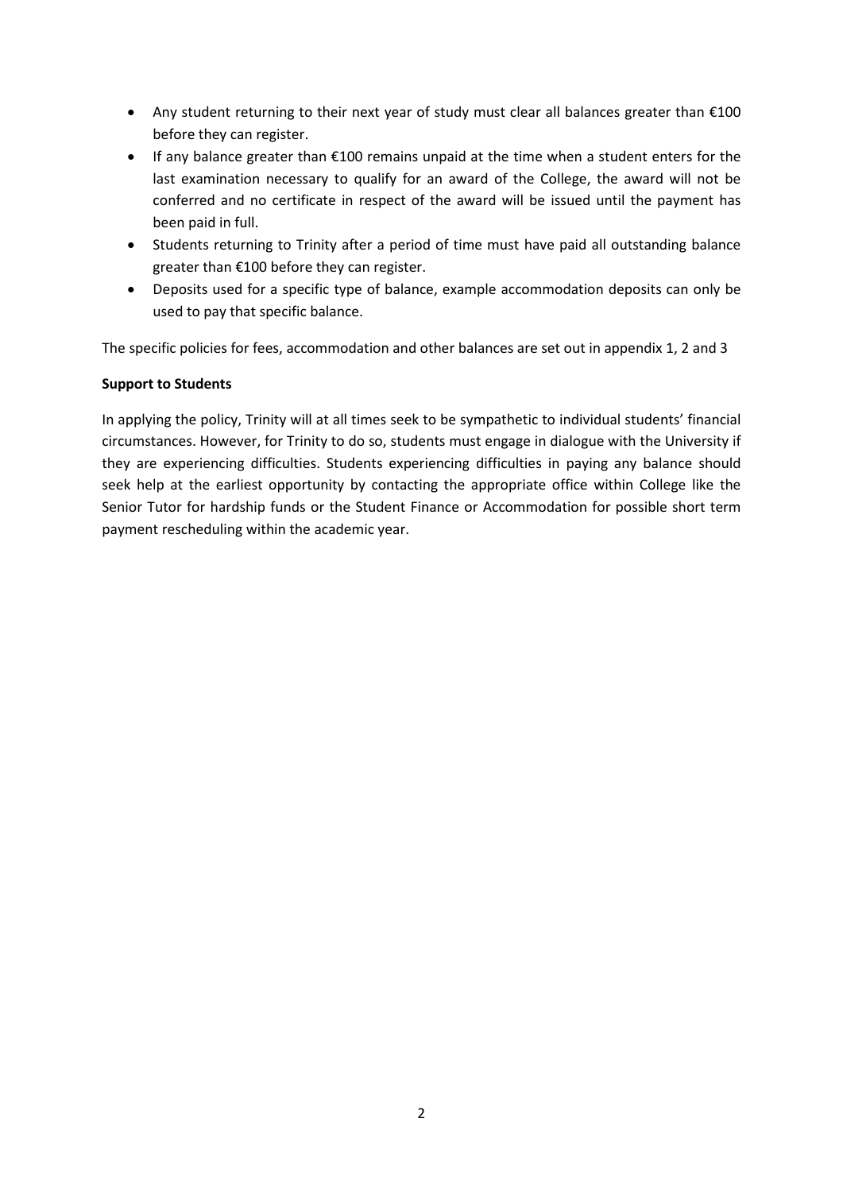- Any student returning to their next year of study must clear all balances greater than €100 before they can register.
- If any balance greater than €100 remains unpaid at the time when a student enters for the last examination necessary to qualify for an award of the College, the award will not be conferred and no certificate in respect of the award will be issued until the payment has been paid in full.
- Students returning to Trinity after a period of time must have paid all outstanding balance greater than €100 before they can register.
- Deposits used for a specific type of balance, example accommodation deposits can only be used to pay that specific balance.

The specific policies for fees, accommodation and other balances are set out in appendix 1, 2 and 3

**Support to Students**

In applying the policy, Trinity will at all times seek to be sympathetic to individual students' financial circumstances. However, for Trinity to do so, students must engage in dialogue with the University if they are experiencing difficulties. Students experiencing difficulties in paying any balance should seek help at the earliest opportunity by contacting the appropriate office within College like the Senior Tutor for hardship funds or the Student Finance or Accommodation for possible short term payment rescheduling within the academic year.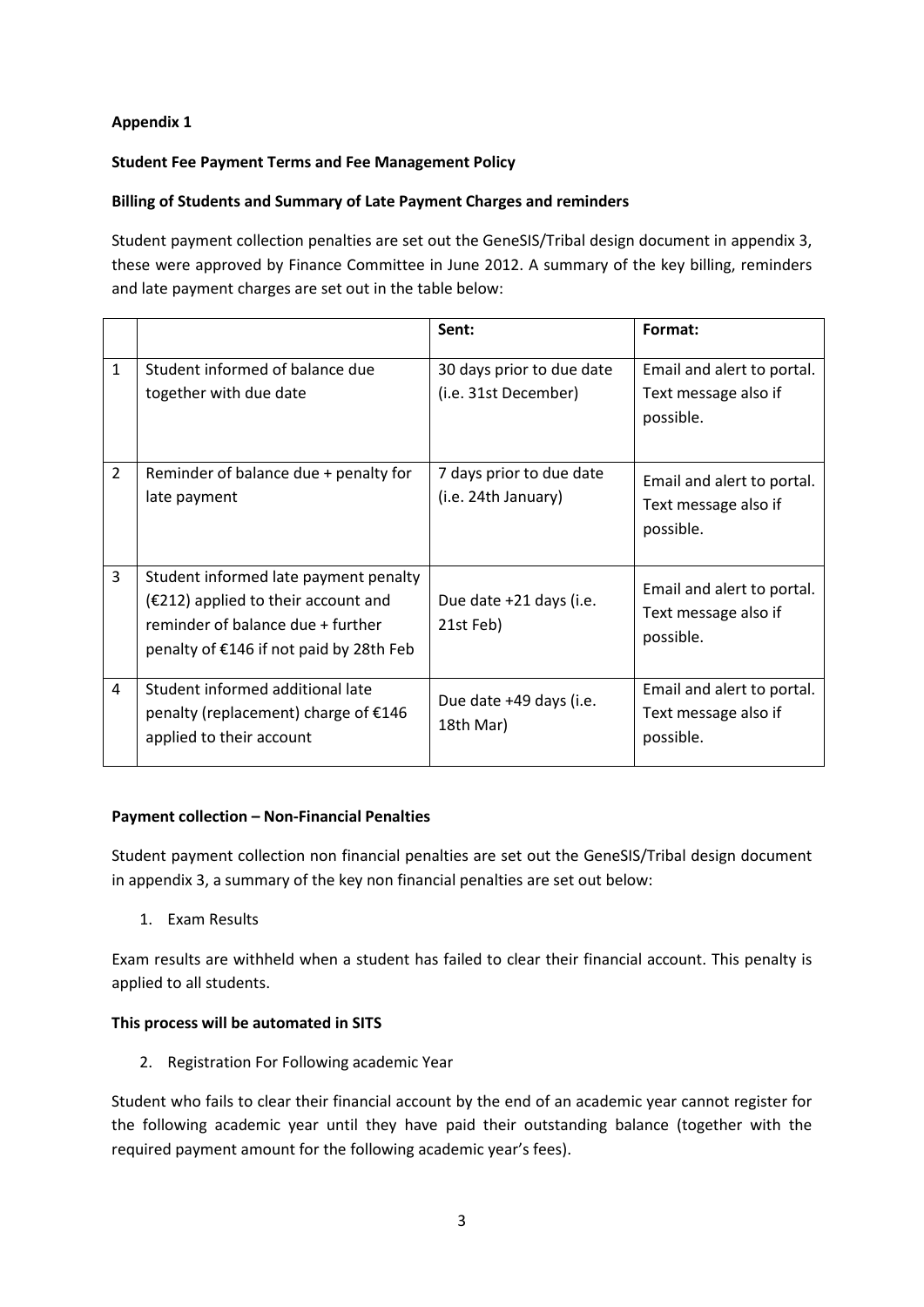**Appendix 1**

**Student Fee Payment Terms and Fee Management Policy**

**Billing of Students and Summary of Late Payment Charges and reminders**

Student payment collection penalties are set out the GeneSIS/Tribal design document in appendix 3, these were approved by Finance Committee in June 2012. A summary of the key billing, reminders and late payment charges are set out in the table below:

| | | **Sent:** | **Format:** |
|---|---|---|---|
| 1 | Student informed of balance due together with due date | 30 days prior to due date (i.e. 31st December) | Email and alert to portal. Text message also if possible. |
| 2 | Reminder of balance due + penalty for late payment | 7 days prior to due date (i.e. 24th January) | Email and alert to portal. Text message also if possible. |
| 3 | Student informed late payment penalty (€212) applied to their account and reminder of balance due + further penalty of €146 if not paid by 28th Feb | Due date +21 days (i.e. 21st Feb) | Email and alert to portal. Text message also if possible. |
| 4 | Student informed additional late penalty (replacement) charge of €146 applied to their account | Due date +49 days (i.e. 18th Mar) | Email and alert to portal. Text message also if possible. |

**Payment collection – Non-Financial Penalties**

Student payment collection non financial penalties are set out the GeneSIS/Tribal design document in appendix 3, a summary of the key non financial penalties are set out below:

1. Exam Results

Exam results are withheld when a student has failed to clear their financial account. This penalty is applied to all students.

**This process will be automated in SITS**

2. Registration For Following academic Year

Student who fails to clear their financial account by the end of an academic year cannot register for the following academic year until they have paid their outstanding balance (together with the required payment amount for the following academic year's fees).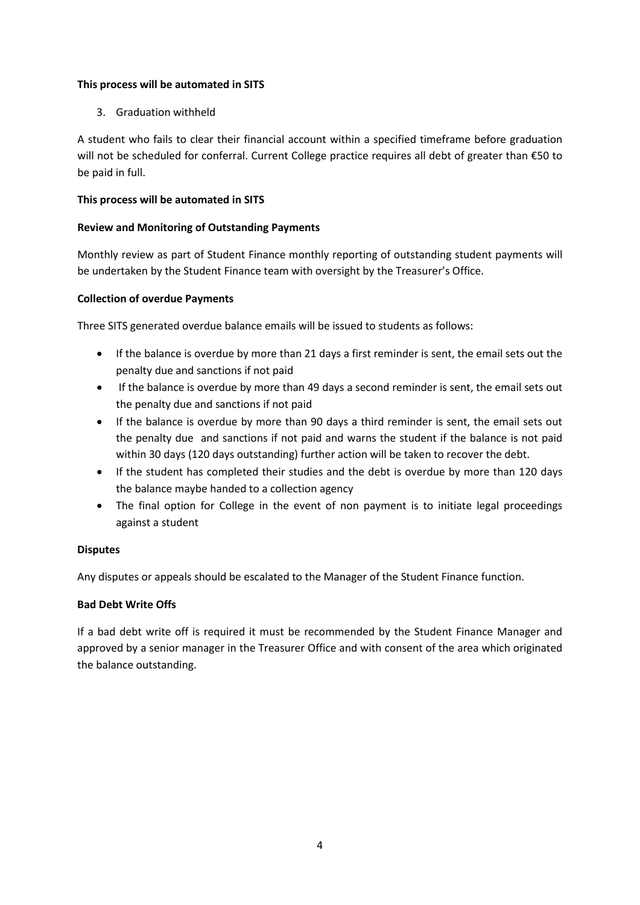**This process will be automated in SITS**

3. Graduation withheld

A student who fails to clear their financial account within a specified timeframe before graduation will not be scheduled for conferral. Current College practice requires all debt of greater than €50 to be paid in full.

**This process will be automated in SITS**

**Review and Monitoring of Outstanding Payments**

Monthly review as part of Student Finance monthly reporting of outstanding student payments will be undertaken by the Student Finance team with oversight by the Treasurer's Office.

**Collection of overdue Payments**

Three SITS generated overdue balance emails will be issued to students as follows:

- If the balance is overdue by more than 21 days a first reminder is sent, the email sets out the penalty due and sanctions if not paid
- If the balance is overdue by more than 49 days a second reminder is sent, the email sets out the penalty due and sanctions if not paid
- If the balance is overdue by more than 90 days a third reminder is sent, the email sets out the penalty due and sanctions if not paid and warns the student if the balance is not paid within 30 days (120 days outstanding) further action will be taken to recover the debt.
- If the student has completed their studies and the debt is overdue by more than 120 days the balance maybe handed to a collection agency
- The final option for College in the event of non payment is to initiate legal proceedings against a student

**Disputes**

Any disputes or appeals should be escalated to the Manager of the Student Finance function.

**Bad Debt Write Offs**

If a bad debt write off is required it must be recommended by the Student Finance Manager and approved by a senior manager in the Treasurer Office and with consent of the area which originated the balance outstanding.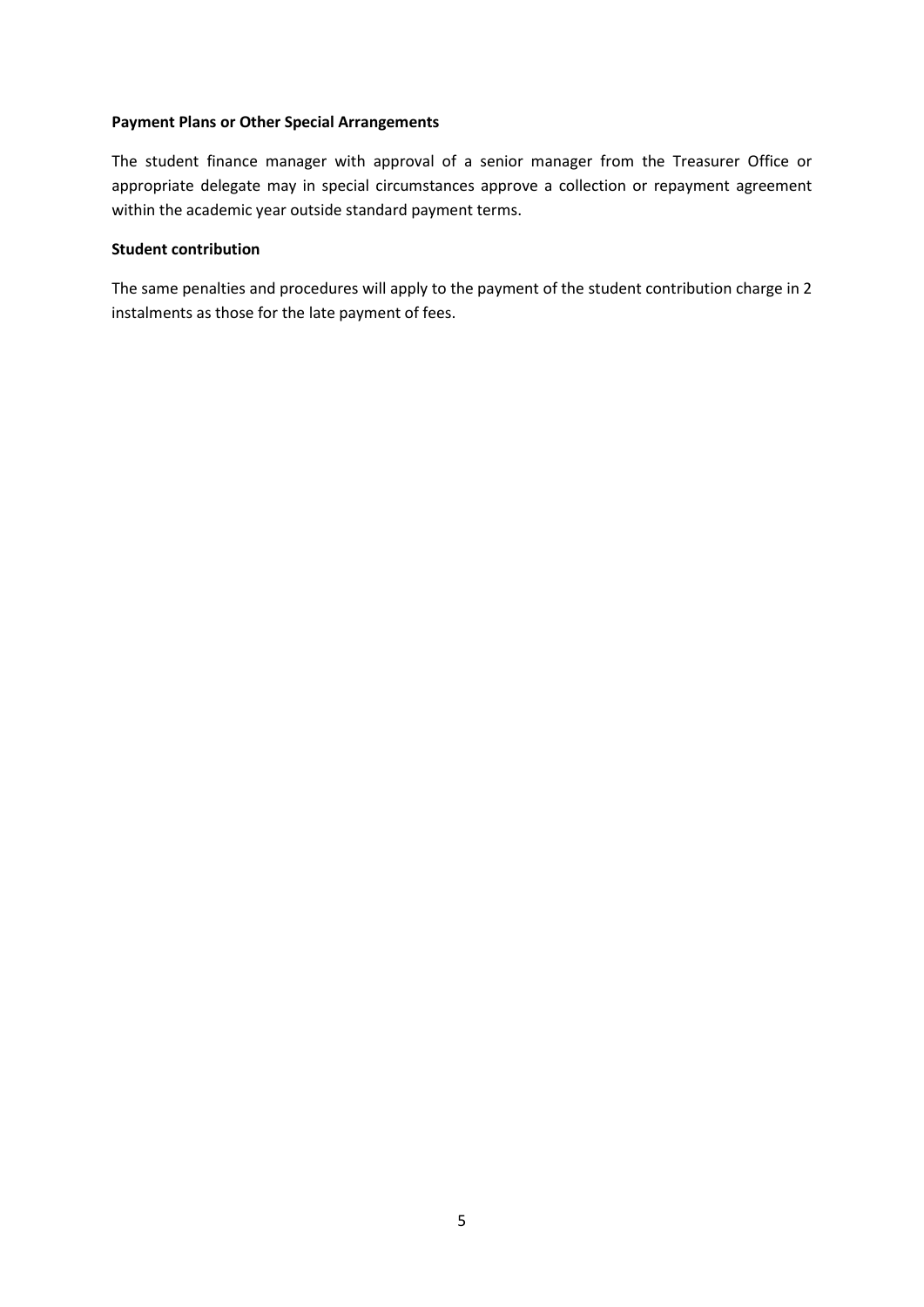**Payment Plans or Other Special Arrangements**

The student finance manager with approval of a senior manager from the Treasurer Office or appropriate delegate may in special circumstances approve a collection or repayment agreement within the academic year outside standard payment terms.

**Student contribution**

The same penalties and procedures will apply to the payment of the student contribution charge in 2 instalments as those for the late payment of fees.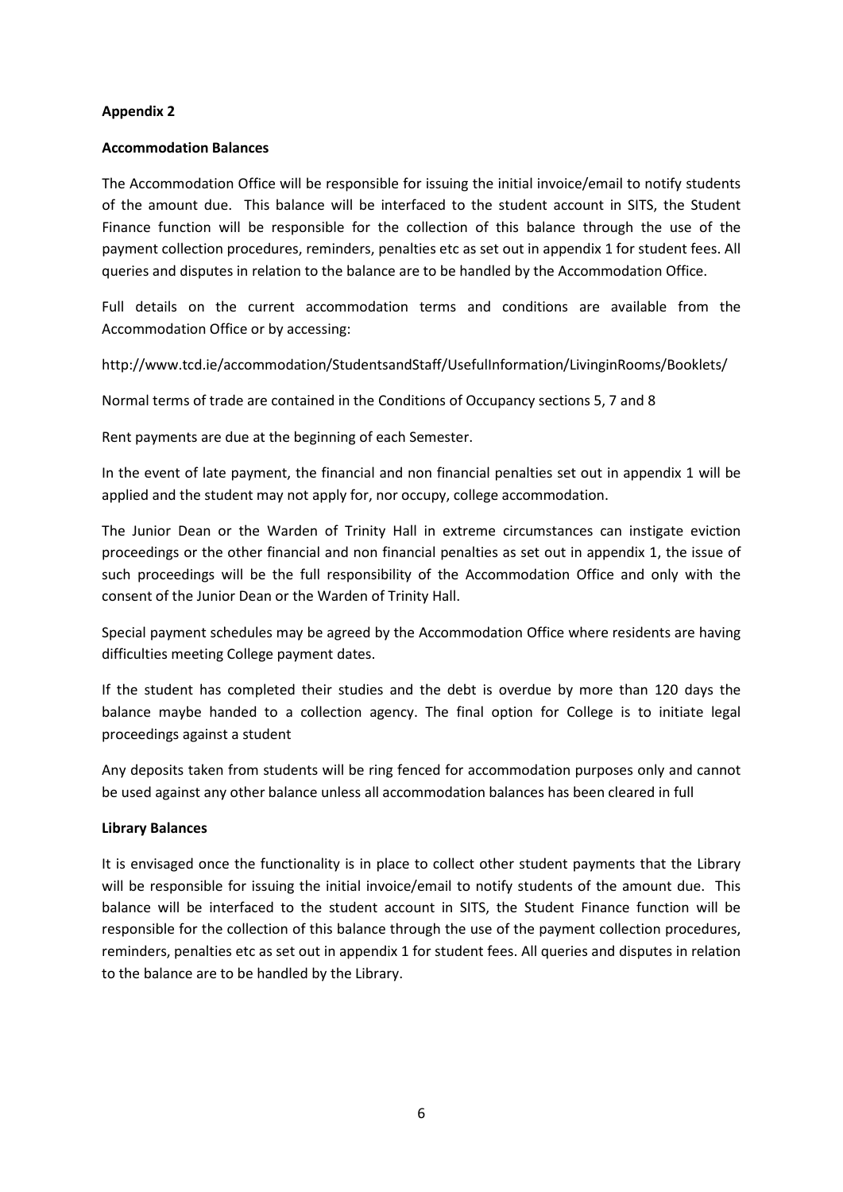**Appendix 2**

**Accommodation Balances**

The Accommodation Office will be responsible for issuing the initial invoice/email to notify students of the amount due. This balance will be interfaced to the student account in SITS, the Student Finance function will be responsible for the collection of this balance through the use of the payment collection procedures, reminders, penalties etc as set out in appendix 1 for student fees. All queries and disputes in relation to the balance are to be handled by the Accommodation Office.

Full details on the current accommodation terms and conditions are available from the Accommodation Office or by accessing:

http://www.tcd.ie/accommodation/StudentsandStaff/UsefulInformation/LivinginRooms/Booklets/

Normal terms of trade are contained in the Conditions of Occupancy sections 5, 7 and 8

Rent payments are due at the beginning of each Semester.

In the event of late payment, the financial and non financial penalties set out in appendix 1 will be applied and the student may not apply for, nor occupy, college accommodation.

The Junior Dean or the Warden of Trinity Hall in extreme circumstances can instigate eviction proceedings or the other financial and non financial penalties as set out in appendix 1, the issue of such proceedings will be the full responsibility of the Accommodation Office and only with the consent of the Junior Dean or the Warden of Trinity Hall.

Special payment schedules may be agreed by the Accommodation Office where residents are having difficulties meeting College payment dates.

If the student has completed their studies and the debt is overdue by more than 120 days the balance maybe handed to a collection agency. The final option for College is to initiate legal proceedings against a student

Any deposits taken from students will be ring fenced for accommodation purposes only and cannot be used against any other balance unless all accommodation balances has been cleared in full

**Library Balances**

It is envisaged once the functionality is in place to collect other student payments that the Library will be responsible for issuing the initial invoice/email to notify students of the amount due. This balance will be interfaced to the student account in SITS, the Student Finance function will be responsible for the collection of this balance through the use of the payment collection procedures, reminders, penalties etc as set out in appendix 1 for student fees. All queries and disputes in relation to the balance are to be handled by the Library.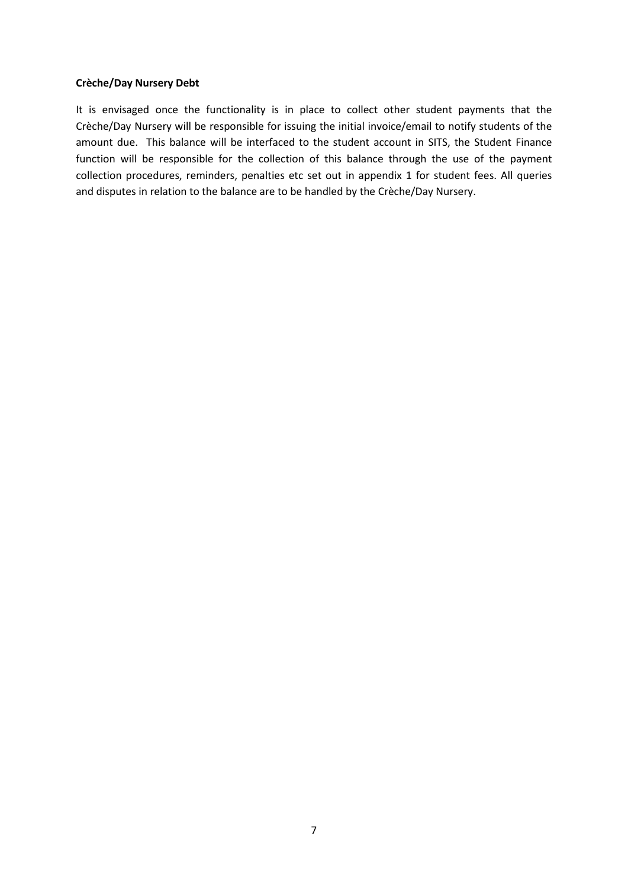**Crèche/Day Nursery Debt**

It is envisaged once the functionality is in place to collect other student payments that the Crèche/Day Nursery will be responsible for issuing the initial invoice/email to notify students of the amount due. This balance will be interfaced to the student account in SITS, the Student Finance function will be responsible for the collection of this balance through the use of the payment collection procedures, reminders, penalties etc set out in appendix 1 for student fees. All queries and disputes in relation to the balance are to be handled by the Crèche/Day Nursery.